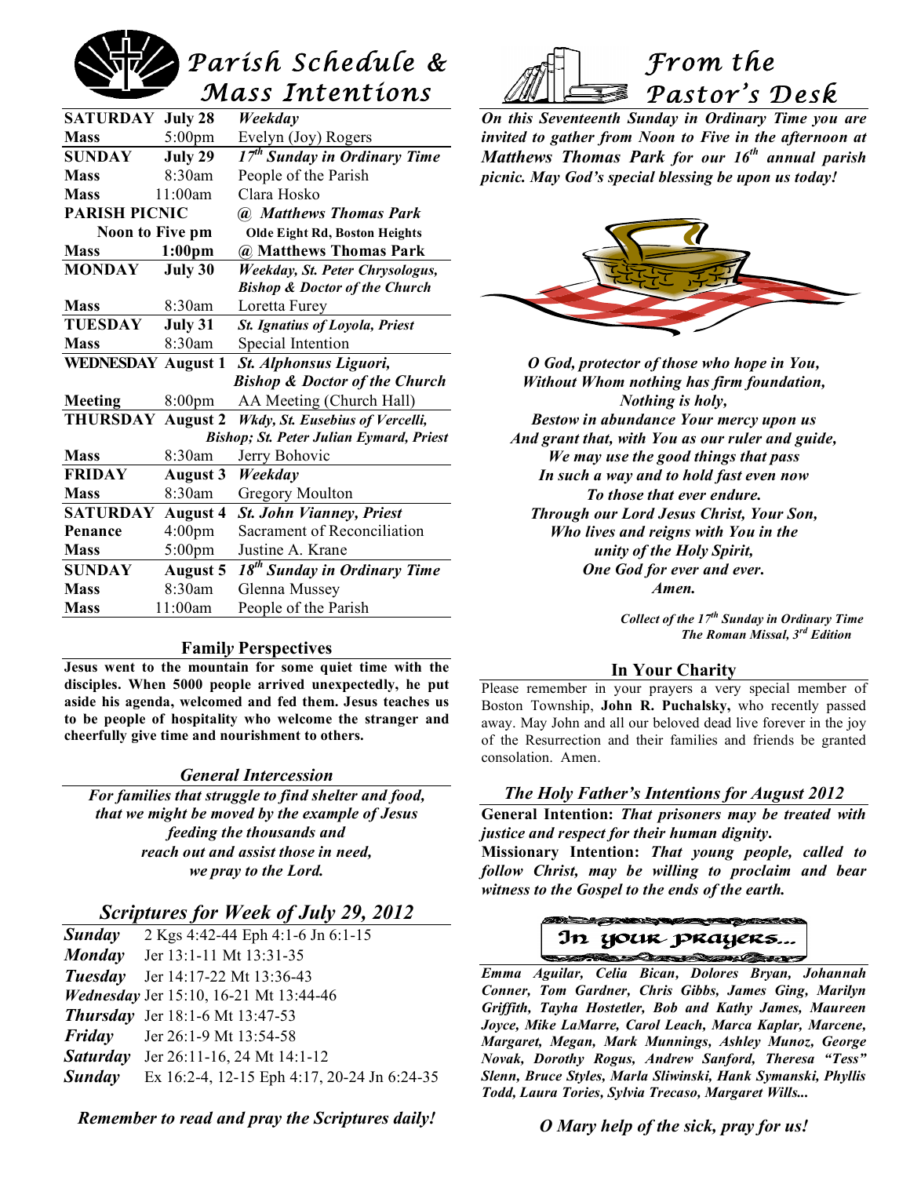# Parish Schedule & Mass Intentions

| | | |
|---|---|---|
| **SATURDAY** | **July 28** | ***Weekday*** |
| **Mass** | 5:00pm | Evelyn (Joy) Rogers |
| **SUNDAY** | **July 29** | ***17th Sunday in Ordinary Time*** |
| **Mass** | 8:30am | People of the Parish |
| **Mass** | 11:00am | Clara Hosko |
| **PARISH PICNIC** | | ***@ Matthews Thomas Park*** |
| **Noon to Five pm** | | **Olde Eight Rd, Boston Heights** |
| **Mass** | **1:00pm** | **@ Matthews Thomas Park** |
| **MONDAY** | **July 30** | ***Weekday, St. Peter Chrysologus, Bishop & Doctor of the Church*** |
| **Mass** | 8:30am | Loretta Furey |
| **TUESDAY** | **July 31** | ***St. Ignatius of Loyola, Priest*** |
| **Mass** | 8:30am | Special Intention |
| **WEDNESDAY** | **August 1** | ***St. Alphonsus Liguori, Bishop & Doctor of the Church*** |
| **Meeting** | 8:00pm | AA Meeting (Church Hall) |
| **THURSDAY** | **August 2** | ***Wkdy, St. Eusebius of Vercelli, Bishop; St. Peter Julian Eymard, Priest*** |
| **Mass** | 8:30am | Jerry Bohovic |
| **FRIDAY** | **August 3** | ***Weekday*** |
| **Mass** | 8:30am | Gregory Moulton |
| **SATURDAY** | **August 4** | ***St. John Vianney, Priest*** |
| **Penance** | 4:00pm | Sacrament of Reconciliation |
| **Mass** | 5:00pm | Justine A. Krane |
| **SUNDAY** | **August 5** | ***18th Sunday in Ordinary Time*** |
| **Mass** | 8:30am | Glenna Mussey |
| **Mass** | 11:00am | People of the Parish |

## Family Perspectives

**Jesus went to the mountain for some quiet time with the disciples. When 5000 people arrived unexpectedly, he put aside his agenda, welcomed and fed them. Jesus teaches us to be people of hospitality who welcome the stranger and cheerfully give time and nourishment to others.**

## *General Intercession*

***For families that struggle to find shelter and food, that we might be moved by the example of Jesus feeding the thousands and reach out and assist those in need, we pray to the Lord.***

## *Scriptures for Week of July 29, 2012*

| | |
|---|---|
| ***Sunday*** | 2 Kgs 4:42-44 Eph 4:1-6 Jn 6:1-15 |
| ***Monday*** | Jer 13:1-11 Mt 13:31-35 |
| ***Tuesday*** | Jer 14:17-22 Mt 13:36-43 |
| ***Wednesday*** | Jer 15:10, 16-21 Mt 13:44-46 |
| ***Thursday*** | Jer 18:1-6 Mt 13:47-53 |
| ***Friday*** | Jer 26:1-9 Mt 13:54-58 |
| ***Saturday*** | Jer 26:11-16, 24 Mt 14:1-12 |
| ***Sunday*** | Ex 16:2-4, 12-15 Eph 4:17, 20-24 Jn 6:24-35 |

***Remember to read and pray the Scriptures daily!***

# From the Pastor's Desk

***On this Seventeenth Sunday in Ordinary Time you are invited to gather from Noon to Five in the afternoon at Matthews Thomas Park for our 16th annual parish picnic. May God's special blessing be upon us today!***

***O God, protector of those who hope in You,
Without Whom nothing has firm foundation,
Nothing is holy,
Bestow in abundance Your mercy upon us
And grant that, with You as our ruler and guide,
We may use the good things that pass
In such a way and to hold fast even now
To those that ever endure.
Through our Lord Jesus Christ, Your Son,
Who lives and reigns with You in the
unity of the Holy Spirit,
One God for ever and ever.
Amen.***

***Collect of the 17th Sunday in Ordinary Time***
***The Roman Missal, 3rd Edition***

## In Your Charity

Please remember in your prayers a very special member of Boston Township, **John R. Puchalsky,** who recently passed away. May John and all our beloved dead live forever in the joy of the Resurrection and their families and friends be granted consolation. Amen.

## *The Holy Father's Intentions for August 2012*

**General Intention:** ***That prisoners may be treated with justice and respect for their human dignity.***

**Missionary Intention:** ***That young people, called to follow Christ, may be willing to proclaim and bear witness to the Gospel to the ends of the earth.***

## In your prayers...

***Emma Aguilar, Celia Bican, Dolores Bryan, Johannah Conner, Tom Gardner, Chris Gibbs, James Ging, Marilyn Griffith, Tayha Hostetler, Bob and Kathy James, Maureen Joyce, Mike LaMarre, Carol Leach, Marca Kaplar, Marcene, Margaret, Megan, Mark Munnings, Ashley Munoz, George Novak, Dorothy Rogus, Andrew Sanford, Theresa "Tess" Slenn, Bruce Styles, Marla Sliwinski, Hank Symanski, Phyllis Todd, Laura Tories, Sylvia Trecaso, Margaret Wills...***

***O Mary help of the sick, pray for us!***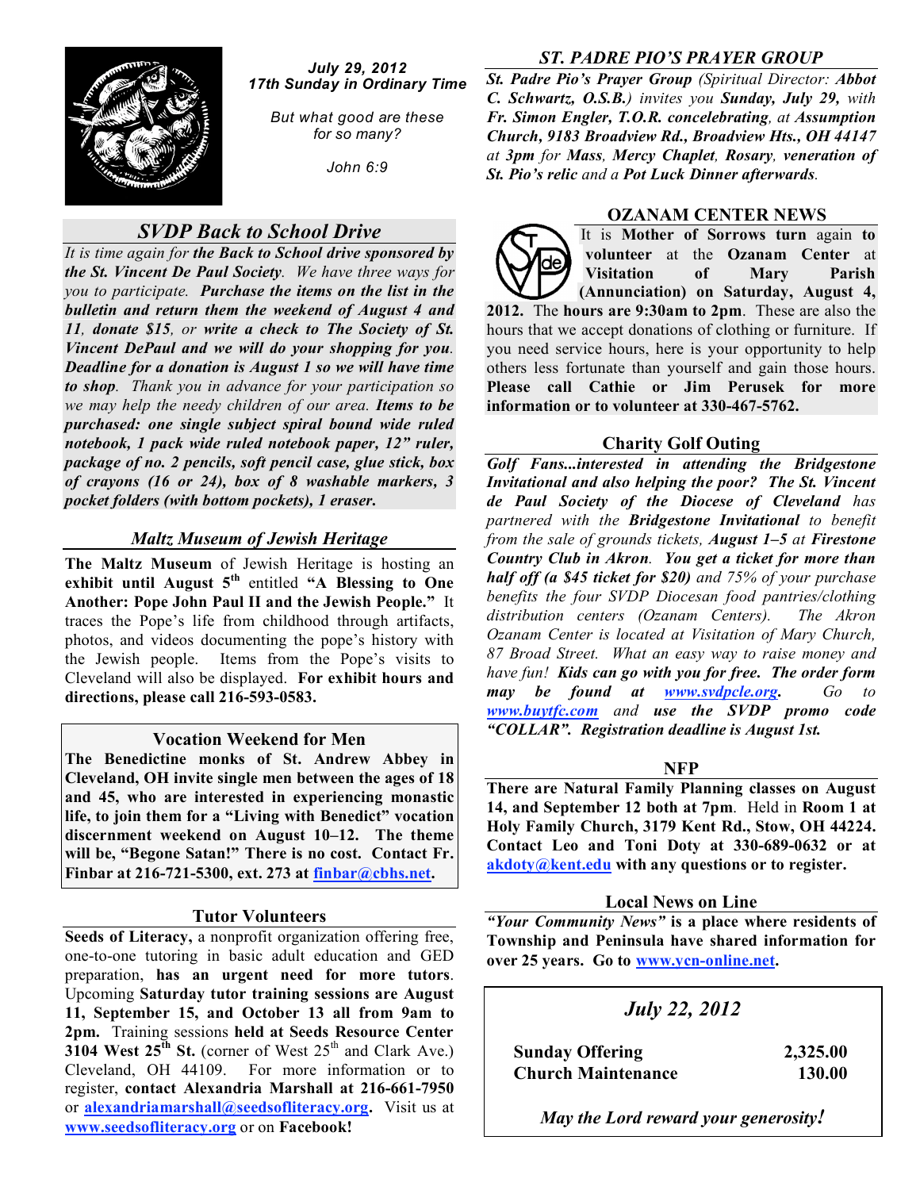*July 29, 2012*
*17th Sunday in Ordinary Time*

*But what good are these for so many?*

*John 6:9*

## *SVDP Back to School Drive*

*It is time again for* ***the Back to School drive sponsored by the St. Vincent De Paul Society****. We have three ways for you to participate.* ***Purchase the items on the list in the bulletin and return them the weekend of August 4 and 11****,* ***donate $15****, or* ***write a check to The Society of St. Vincent DePaul and we will do your shopping for you****.* ***Deadline for a donation is August 1 so we will have time to shop****. Thank you in advance for your participation so we may help the needy children of our area.* ***Items to be purchased: one single subject spiral bound wide ruled notebook, 1 pack wide ruled notebook paper, 12" ruler, package of no. 2 pencils, soft pencil case, glue stick, box of crayons (16 or 24), box of 8 washable markers, 3 pocket folders (with bottom pockets), 1 eraser.***

## *Maltz Museum of Jewish Heritage*

**The Maltz Museum** of Jewish Heritage is hosting an **exhibit until August 5th** entitled **"A Blessing to One Another: Pope John Paul II and the Jewish People."** It traces the Pope's life from childhood through artifacts, photos, and videos documenting the pope's history with the Jewish people. Items from the Pope's visits to Cleveland will also be displayed. **For exhibit hours and directions, please call 216-593-0583.**

## Vocation Weekend for Men

**The Benedictine monks of St. Andrew Abbey in Cleveland, OH invite single men between the ages of 18 and 45, who are interested in experiencing monastic life, to join them for a "Living with Benedict" vocation discernment weekend on August 10–12. The theme will be, "Begone Satan!" There is no cost. Contact Fr. Finbar at 216-721-5300, ext. 273 at finbar@cbhs.net.**

## Tutor Volunteers

**Seeds of Literacy,** a nonprofit organization offering free, one-to-one tutoring in basic adult education and GED preparation, **has an urgent need for more tutors**. Upcoming **Saturday tutor training sessions are August 11, September 15, and October 13 all from 9am to 2pm.** Training sessions **held at Seeds Resource Center 3104 West 25th St.** (corner of West 25th and Clark Ave.) Cleveland, OH 44109. For more information or to register, **contact Alexandria Marshall at 216-661-7950** or **alexandriamarshall@seedsofliteracy.org.** Visit us at **www.seedsofliteracy.org** or on **Facebook!**

## *ST. PADRE PIO'S PRAYER GROUP*

***St. Padre Pio's Prayer Group*** *(Spiritual Director:* ***Abbot C. Schwartz, O.S.B.****) invites you* ***Sunday, July 29,*** *with* ***Fr. Simon Engler, T.O.R. concelebrating****, at* ***Assumption Church, 9183 Broadview Rd., Broadview Hts., OH 44147*** *at* ***3pm*** *for* ***Mass****,* ***Mercy Chaplet****,* ***Rosary****,* ***veneration of St. Pio's relic*** *and a* ***Pot Luck Dinner afterwards****.*

## OZANAM CENTER NEWS

It is **Mother of Sorrows turn** again **to volunteer** at the **Ozanam Center** at **Visitation of Mary Parish (Annunciation) on Saturday, August 4, 2012.** The **hours are 9:30am to 2pm**. These are also the hours that we accept donations of clothing or furniture. If you need service hours, here is your opportunity to help others less fortunate than yourself and gain those hours. **Please call Cathie or Jim Perusek for more information or to volunteer at 330-467-5762.**

## Charity Golf Outing

*Golf Fans...interested in attending the Bridgestone Invitational and also helping the poor? The St. Vincent de Paul Society of the Diocese of Cleveland has partnered with the* ***Bridgestone Invitational*** *to benefit from the sale of grounds tickets,* ***August 1–5*** *at* ***Firestone Country Club in Akron****.* ***You get a ticket for more than half off (a $45 ticket for $20)*** *and 75% of your purchase benefits the four SVDP Diocesan food pantries/clothing distribution centers (Ozanam Centers). The Akron Ozanam Center is located at Visitation of Mary Church, 87 Broad Street. What an easy way to raise money and have fun!* ***Kids can go with you for free. The order form may be found at www.svdpcle.org.*** *Go to* ***www.buytfc.com*** *and* ***use the SVDP promo code "COLLAR". Registration deadline is August 1st.***

## NFP

**There are Natural Family Planning classes on August 14, and September 12 both at 7pm.** **Held in Room 1 at Holy Family Church, 3179 Kent Rd., Stow, OH 44224. Contact Leo and Toni Doty at 330-689-0632 or at akdoty@kent.edu with any questions or to register.**

## Local News on Line

***"Your Community News"*** **is a place where residents of Township and Peninsula have shared information for over 25 years. Go to www.ycn-online.net.**

## *July 22, 2012*

| | |
|---|---|
| **Sunday Offering** | **2,325.00** |
| **Church Maintenance** | **130.00** |

***May the Lord reward your generosity!***